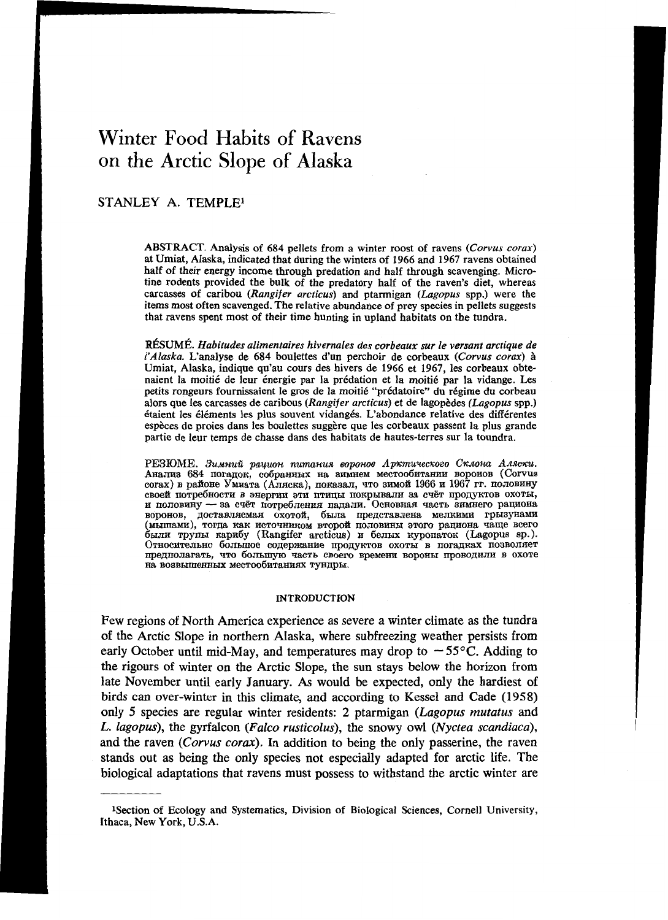# Winter Food Habits of Ravens on the Arctic Slope of Alaska

STANLEY A. TEMPLE[1]

ABSTRACT. Analysis of 684 pellets from a winter roost of ravens (*Corvus corax*) at Umiat, Alaska, indicated that during the winters of 1966 and 1967 ravens obtained half of their energy income through predation and half through scavenging. Microtine rodents provided the bulk of the predatory half of the raven's diet, whereas carcasses of caribou (*Rangifer arcticus*) and ptarmigan (*Lagopus* spp.) were the items most often scavenged. The relative abundance of prey species in pellets suggests that ravens spent most of their time hunting in upland habitats on the tundra.

RÉSUMÉ. *Habitudes alimentaires hivernales des corbeaux sur le versant arctique de l'Alaska.* L'analyse de 684 boulettes d'un perchoir de corbeaux (*Corvus corax*) à Umiat, Alaska, indique qu'au cours des hivers de 1966 et 1967, les corbeaux obtenaient la moitié de leur énergie par la prédation et la moitié par la vidange. Les petits rongeurs fournissaient le gros de la moitié "prédatoire" du régime du corbeau alors que les carcasses de caribous (*Rangifer arcticus*) et de lagopèdes (*Lagopus* spp.) étaient les éléments les plus souvent vidangés. L'abondance relative des différentes espèces de proies dans les boulettes suggère que les corbeaux passent la plus grande partie de leur temps de chasse dans des habitats de hautes-terres sur la toundra.

РЕЗЮМЕ. *Зимний рацион питания воронов Арктического Склона Аляски.* Анализ 684 погадок, собранных на зимнем местообитании воронов (Corvus corax) в районе Умиата (Аляска), показал, что зимой 1966 и 1967 гг. половину своей потребности в энергии эти птицы покрывали за счёт продуктов охоты, и половину — за счёт потребления падали. Основная часть зимнего рациона воронов, доставляемая охотой, была представлена мелкими грызунами (мышами), тогда как источником второй половины этого рациона чаще всего были трупы карибу (Rangifer arcticus) и белых куропаток (Lagopus sp.). Относительно большое содержание продуктов охоты в погадках позволяет предполагать, что большую часть своего времени вороны проводили в охоте на возвышенных местообитаниях тундры.

## INTRODUCTION

Few regions of North America experience as severe a winter climate as the tundra of the Arctic Slope in northern Alaska, where subfreezing weather persists from early October until mid-May, and temperatures may drop to $-55°C$. Adding to the rigours of winter on the Arctic Slope, the sun stays below the horizon from late November until early January. As would be expected, only the hardiest of birds can over-winter in this climate, and according to Kessel and Cade (1958) only 5 species are regular winter residents: 2 ptarmigan (*Lagopus mutatus* and *L. lagopus*), the gyrfalcon (*Falco rusticolus*), the snowy owl (*Nyctea scandiaca*), and the raven (*Corvus corax*). In addition to being the only passerine, the raven stands out as being the only species not especially adapted for arctic life. The biological adaptations that ravens must possess to withstand the arctic winter are

[1]Section of Ecology and Systematics, Division of Biological Sciences, Cornell University, Ithaca, New York, U.S.A.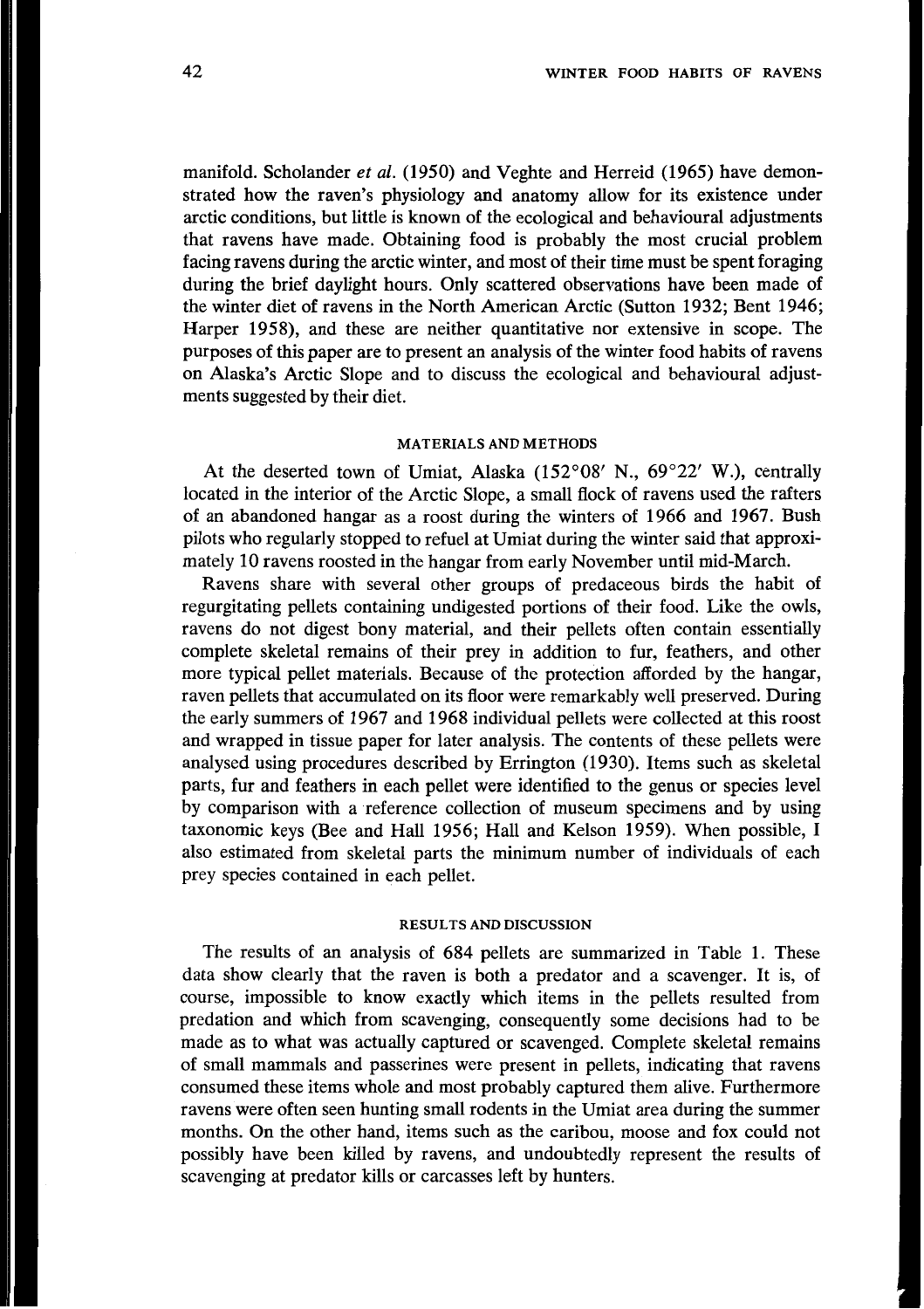manifold. Scholander *et al.* (1950) and Veghte and Herreid (1965) have demonstrated how the raven's physiology and anatomy allow for its existence under arctic conditions, but little is known of the ecological and behavioural adjustments that ravens have made. Obtaining food is probably the most crucial problem facing ravens during the arctic winter, and most of their time must be spent foraging during the brief daylight hours. Only scattered observations have been made of the winter diet of ravens in the North American Arctic (Sutton 1932; Bent 1946; Harper 1958), and these are neither quantitative nor extensive in scope. The purposes of this paper are to present an analysis of the winter food habits of ravens on Alaska's Arctic Slope and to discuss the ecological and behavioural adjustments suggested by their diet.

## MATERIALS AND METHODS

At the deserted town of Umiat, Alaska (152°08′ N., 69°22′ W.), centrally located in the interior of the Arctic Slope, a small flock of ravens used the rafters of an abandoned hangar as a roost during the winters of 1966 and 1967. Bush pilots who regularly stopped to refuel at Umiat during the winter said that approximately 10 ravens roosted in the hangar from early November until mid-March.

Ravens share with several other groups of predaceous birds the habit of regurgitating pellets containing undigested portions of their food. Like the owls, ravens do not digest bony material, and their pellets often contain essentially complete skeletal remains of their prey in addition to fur, feathers, and other more typical pellet materials. Because of the protection afforded by the hangar, raven pellets that accumulated on its floor were remarkably well preserved. During the early summers of 1967 and 1968 individual pellets were collected at this roost and wrapped in tissue paper for later analysis. The contents of these pellets were analysed using procedures described by Errington (1930). Items such as skeletal parts, fur and feathers in each pellet were identified to the genus or species level by comparison with a reference collection of museum specimens and by using taxonomic keys (Bee and Hall 1956; Hall and Kelson 1959). When possible, I also estimated from skeletal parts the minimum number of individuals of each prey species contained in each pellet.

## RESULTS AND DISCUSSION

The results of an analysis of 684 pellets are summarized in Table 1. These data show clearly that the raven is both a predator and a scavenger. It is, of course, impossible to know exactly which items in the pellets resulted from predation and which from scavenging, consequently some decisions had to be made as to what was actually captured or scavenged. Complete skeletal remains of small mammals and passerines were present in pellets, indicating that ravens consumed these items whole and most probably captured them alive. Furthermore ravens were often seen hunting small rodents in the Umiat area during the summer months. On the other hand, items such as the caribou, moose and fox could not possibly have been killed by ravens, and undoubtedly represent the results of scavenging at predator kills or carcasses left by hunters.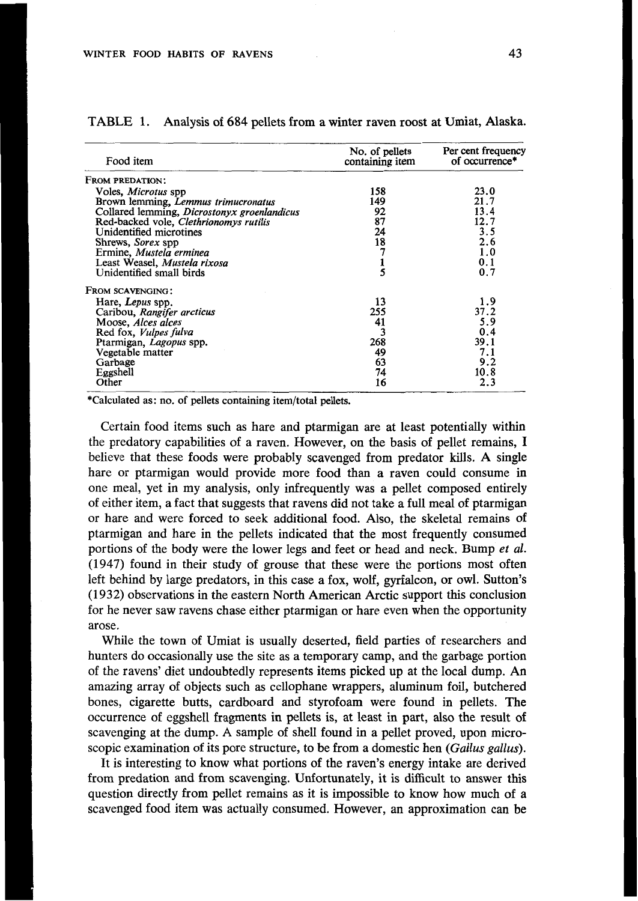TABLE 1. Analysis of 684 pellets from a winter raven roost at Umiat, Alaska.

| Food item | No. of pellets containing item | Per cent frequency of occurrence* |
|---|---|---|
| FROM PREDATION: | | |
| Voles, *Microtus* spp | 158 | 23.0 |
| Brown lemming, *Lemmus trimucronatus* | 149 | 21.7 |
| Collared lemming, *Dicrostonyx groenlandicus* | 92 | 13.4 |
| Red-backed vole, *Clethrionomys rutilis* | 87 | 12.7 |
| Unidentified microtines | 24 | 3.5 |
| Shrews, *Sorex* spp | 18 | 2.6 |
| Ermine, *Mustela erminea* | 7 | 1.0 |
| Least Weasel, *Mustela rixosa* | 1 | 0.1 |
| Unidentified small birds | 5 | 0.7 |
| FROM SCAVENGING: | | |
| Hare, *Lepus* spp. | 13 | 1.9 |
| Caribou, *Rangifer arcticus* | 255 | 37.2 |
| Moose, *Alces alces* | 41 | 5.9 |
| Red fox, *Vulpes fulva* | 3 | 0.4 |
| Ptarmigan, *Lagopus* spp. | 268 | 39.1 |
| Vegetable matter | 49 | 7.1 |
| Garbage | 63 | 9.2 |
| Eggshell | 74 | 10.8 |
| Other | 16 | 2.3 |

*Calculated as: no. of pellets containing item/total pellets.

Certain food items such as hare and ptarmigan are at least potentially within the predatory capabilities of a raven. However, on the basis of pellet remains, I believe that these foods were probably scavenged from predator kills. A single hare or ptarmigan would provide more food than a raven could consume in one meal, yet in my analysis, only infrequently was a pellet composed entirely of either item, a fact that suggests that ravens did not take a full meal of ptarmigan or hare and were forced to seek additional food. Also, the skeletal remains of ptarmigan and hare in the pellets indicated that the most frequently consumed portions of the body were the lower legs and feet or head and neck. Bump *et al.* (1947) found in their study of grouse that these were the portions most often left behind by large predators, in this case a fox, wolf, gyrfalcon, or owl. Sutton's (1932) observations in the eastern North American Arctic support this conclusion for he never saw ravens chase either ptarmigan or hare even when the opportunity arose.

While the town of Umiat is usually deserted, field parties of researchers and hunters do occasionally use the site as a temporary camp, and the garbage portion of the ravens' diet undoubtedly represents items picked up at the local dump. An amazing array of objects such as cellophane wrappers, aluminum foil, butchered bones, cigarette butts, cardboard and styrofoam were found in pellets. The occurrence of eggshell fragments in pellets is, at least in part, also the result of scavenging at the dump. A sample of shell found in a pellet proved, upon microscopic examination of its pore structure, to be from a domestic hen (*Gallus gallus*).

It is interesting to know what portions of the raven's energy intake are derived from predation and from scavenging. Unfortunately, it is difficult to answer this question directly from pellet remains as it is impossible to know how much of a scavenged food item was actually consumed. However, an approximation can be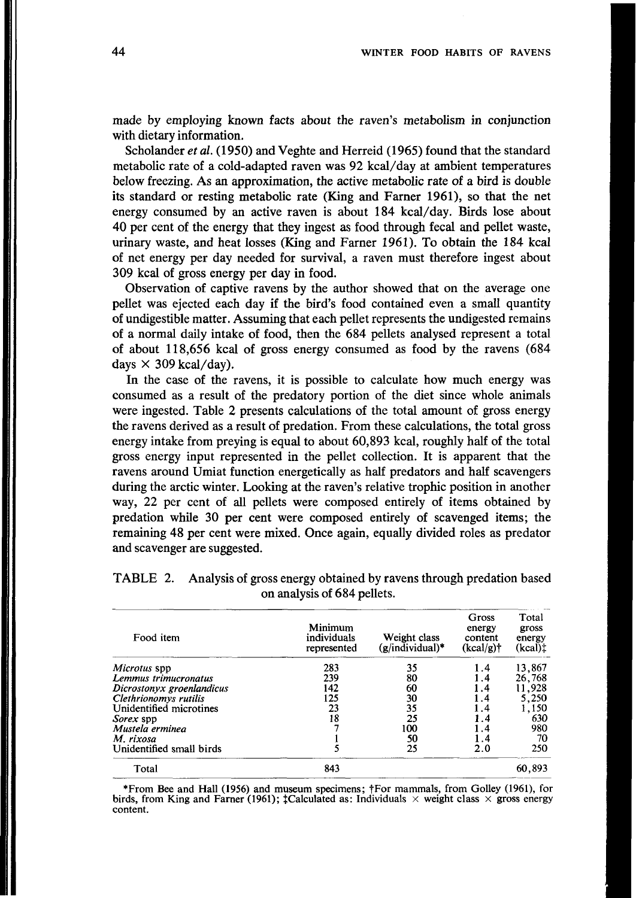made by employing known facts about the raven's metabolism in conjunction with dietary information.

Scholander *et al.* (1950) and Veghte and Herreid (1965) found that the standard metabolic rate of a cold-adapted raven was 92 kcal/day at ambient temperatures below freezing. As an approximation, the active metabolic rate of a bird is double its standard or resting metabolic rate (King and Farner 1961), so that the net energy consumed by an active raven is about 184 kcal/day. Birds lose about 40 per cent of the energy that they ingest as food through fecal and pellet waste, urinary waste, and heat losses (King and Farner 1961). To obtain the 184 kcal of net energy per day needed for survival, a raven must therefore ingest about 309 kcal of gross energy per day in food.

Observation of captive ravens by the author showed that on the average one pellet was ejected each day if the bird's food contained even a small quantity of undigestible matter. Assuming that each pellet represents the undigested remains of a normal daily intake of food, then the 684 pellets analysed represent a total of about 118,656 kcal of gross energy consumed as food by the ravens (684 days $\times$ 309 kcal/day).

In the case of the ravens, it is possible to calculate how much energy was consumed as a result of the predatory portion of the diet since whole animals were ingested. Table 2 presents calculations of the total amount of gross energy the ravens derived as a result of predation. From these calculations, the total gross energy intake from preying is equal to about 60,893 kcal, roughly half of the total gross energy input represented in the pellet collection. It is apparent that the ravens around Umiat function energetically as half predators and half scavengers during the arctic winter. Looking at the raven's relative trophic position in another way, 22 per cent of all pellets were composed entirely of items obtained by predation while 30 per cent were composed entirely of scavenged items; the remaining 48 per cent were mixed. Once again, equally divided roles as predator and scavenger are suggested.

TABLE 2. Analysis of gross energy obtained by ravens through predation based on analysis of 684 pellets.

| Food item | Minimum individuals represented | Weight class (g/individual)* | Gross energy content (kcal/g)† | Total gross energy (kcal)‡ |
|---|---|---|---|---|
| *Microtus* spp | 283 | 35 | 1.4 | 13,867 |
| *Lemmus trimucronatus* | 239 | 80 | 1.4 | 26,768 |
| *Dicrostonyx groenlandicus* | 142 | 60 | 1.4 | 11,928 |
| *Clethrionomys rutilis* | 125 | 30 | 1.4 | 5,250 |
| Unidentified microtines | 23 | 35 | 1.4 | 1,150 |
| *Sorex* spp | 18 | 25 | 1.4 | 630 |
| *Mustela erminea* | 7 | 100 | 1.4 | 980 |
| *M. rixosa* | 1 | 50 | 1.4 | 70 |
| Unidentified small birds | 5 | 25 | 2.0 | 250 |
| Total | 843 | | | 60,893 |

*From Bee and Hall (1956) and museum specimens; †For mammals, from Golley (1961), for birds, from King and Farner (1961); ‡Calculated as: Individuals $\times$ weight class $\times$ gross energy content.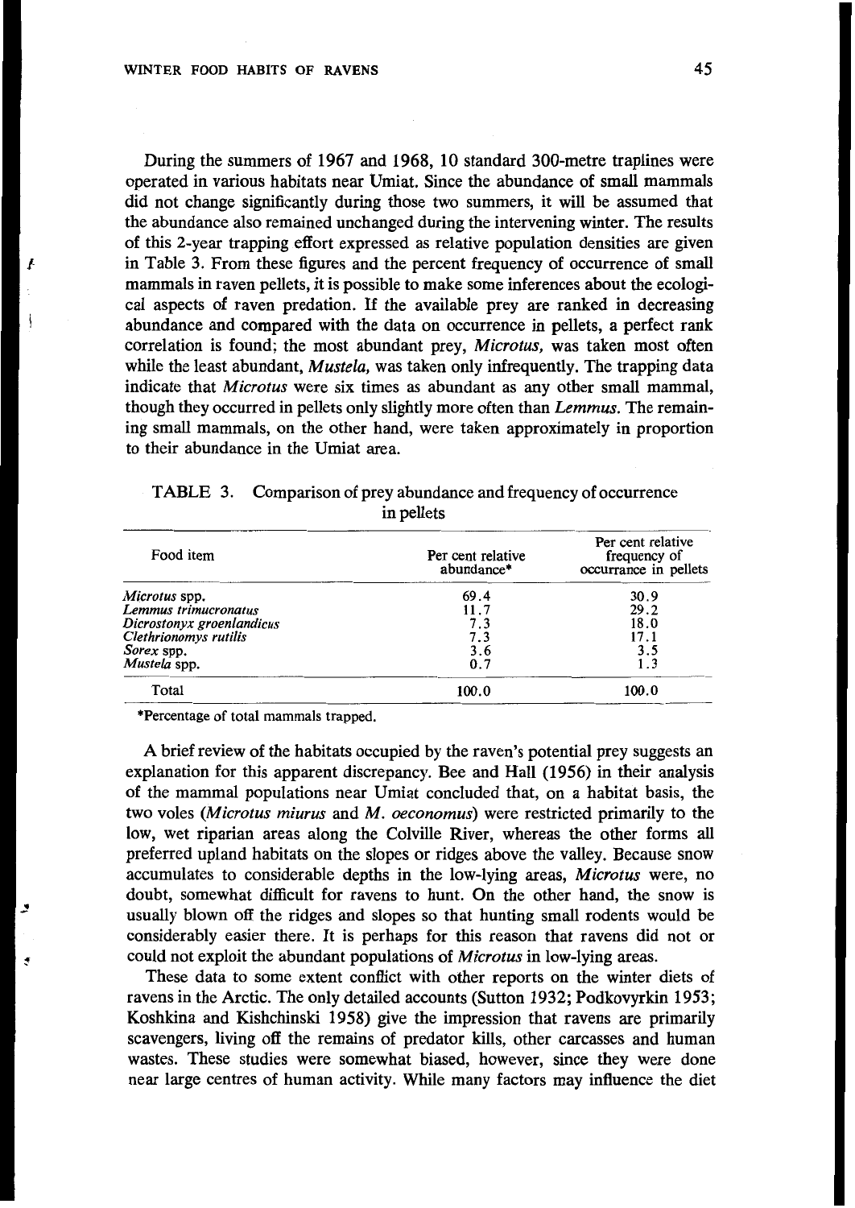During the summers of 1967 and 1968, 10 standard 300-metre traplines were operated in various habitats near Umiat. Since the abundance of small mammals did not change significantly during those two summers, it will be assumed that the abundance also remained unchanged during the intervening winter. The results of this 2-year trapping effort expressed as relative population densities are given in Table 3. From these figures and the percent frequency of occurrence of small mammals in raven pellets, it is possible to make some inferences about the ecological aspects of raven predation. If the available prey are ranked in decreasing abundance and compared with the data on occurrence in pellets, a perfect rank correlation is found; the most abundant prey, *Microtus*, was taken most often while the least abundant, *Mustela*, was taken only infrequently. The trapping data indicate that *Microtus* were six times as abundant as any other small mammal, though they occurred in pellets only slightly more often than *Lemmus*. The remaining small mammals, on the other hand, were taken approximately in proportion to their abundance in the Umiat area.

TABLE 3. Comparison of prey abundance and frequency of occurrence in pellets

| Food item | Per cent relative abundance* | Per cent relative frequency of occurrance in pellets |
|---|---|---|
| *Microtus* spp. | 69.4 | 30.9 |
| *Lemmus trimucronatus* | 11.7 | 29.2 |
| *Dicrostonyx groenlandicus* | 7.3 | 18.0 |
| *Clethrionomys rutilis* | 7.3 | 17.1 |
| *Sorex* spp. | 3.6 | 3.5 |
| *Mustela* spp. | 0.7 | 1.3 |
| Total | 100.0 | 100.0 |

*Percentage of total mammals trapped.

A brief review of the habitats occupied by the raven's potential prey suggests an explanation for this apparent discrepancy. Bee and Hall (1956) in their analysis of the mammal populations near Umiat concluded that, on a habitat basis, the two voles (*Microtus miurus* and *M. oeconomus*) were restricted primarily to the low, wet riparian areas along the Colville River, whereas the other forms all preferred upland habitats on the slopes or ridges above the valley. Because snow accumulates to considerable depths in the low-lying areas, *Microtus* were, no doubt, somewhat difficult for ravens to hunt. On the other hand, the snow is usually blown off the ridges and slopes so that hunting small rodents would be considerably easier there. It is perhaps for this reason that ravens did not or could not exploit the abundant populations of *Microtus* in low-lying areas.

These data to some extent conflict with other reports on the winter diets of ravens in the Arctic. The only detailed accounts (Sutton 1932; Podkovyrkin 1953; Koshkina and Kishchinski 1958) give the impression that ravens are primarily scavengers, living off the remains of predator kills, other carcasses and human wastes. These studies were somewhat biased, however, since they were done near large centres of human activity. While many factors may influence the diet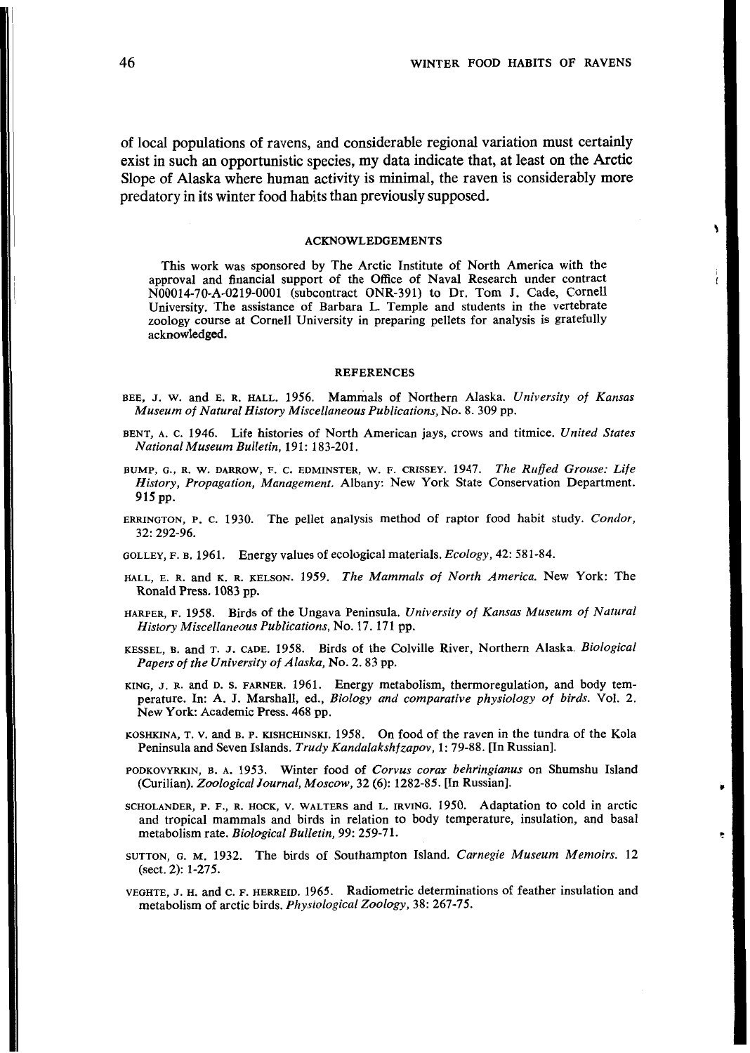of local populations of ravens, and considerable regional variation must certainly exist in such an opportunistic species, my data indicate that, at least on the Arctic Slope of Alaska where human activity is minimal, the raven is considerably more predatory in its winter food habits than previously supposed.

## ACKNOWLEDGEMENTS

This work was sponsored by The Arctic Institute of North America with the approval and financial support of the Office of Naval Research under contract N00014-70-A-0219-0001 (subcontract ONR-391) to Dr. Tom J. Cade, Cornell University. The assistance of Barbara L. Temple and students in the vertebrate zoology course at Cornell University in preparing pellets for analysis is gratefully acknowledged.

## REFERENCES

BEE, J. W. and E. R. HALL. 1956. Mammals of Northern Alaska. *University of Kansas Museum of Natural History Miscellaneous Publications*, No. 8. 309 pp.

BENT, A. C. 1946. Life histories of North American jays, crows and titmice. *United States National Museum Bulletin*, 191: 183-201.

BUMP, G., R. W. DARROW, F. C. EDMINSTER, W. F. CRISSEY. 1947. *The Ruffed Grouse: Life History, Propagation, Management.* Albany: New York State Conservation Department. 915 pp.

ERRINGTON, P. C. 1930. The pellet analysis method of raptor food habit study. *Condor*, 32: 292-96.

GOLLEY, F. B. 1961. Energy values of ecological materials. *Ecology*, 42: 581-84.

HALL, E. R. and K. R. KELSON. 1959. *The Mammals of North America.* New York: The Ronald Press. 1083 pp.

HARPER, F. 1958. Birds of the Ungava Peninsula. *University of Kansas Museum of Natural History Miscellaneous Publications*, No. 17. 171 pp.

KESSEL, B. and T. J. CADE. 1958. Birds of the Colville River, Northern Alaska. *Biological Papers of the University of Alaska*, No. 2. 83 pp.

KING, J. R. and D. S. FARNER. 1961. Energy metabolism, thermoregulation, and body temperature. In: A. J. Marshall, ed., *Biology and comparative physiology of birds.* Vol. 2. New York: Academic Press. 468 pp.

KOSHKINA, T. V. and B. P. KISHCHINSKI. 1958. On food of the raven in the tundra of the Kola Peninsula and Seven Islands. *Trudy Kandalakshfzapov*, 1: 79-88. [In Russian].

PODKOVYRKIN, B. A. 1953. Winter food of *Corvus corax behringianus* on Shumshu Island (Curilian). *Zoological Journal, Moscow*, 32 (6): 1282-85. [In Russian].

SCHOLANDER, P. F., R. HOCK, V. WALTERS and L. IRVING. 1950. Adaptation to cold in arctic and tropical mammals and birds in relation to body temperature, insulation, and basal metabolism rate. *Biological Bulletin*, 99: 259-71.

SUTTON, G. M. 1932. The birds of Southampton Island. *Carnegie Museum Memoirs.* 12 (sect. 2): 1-275.

VEGHTE, J. H. and C. F. HERREID. 1965. Radiometric determinations of feather insulation and metabolism of arctic birds. *Physiological Zoology*, 38: 267-75.